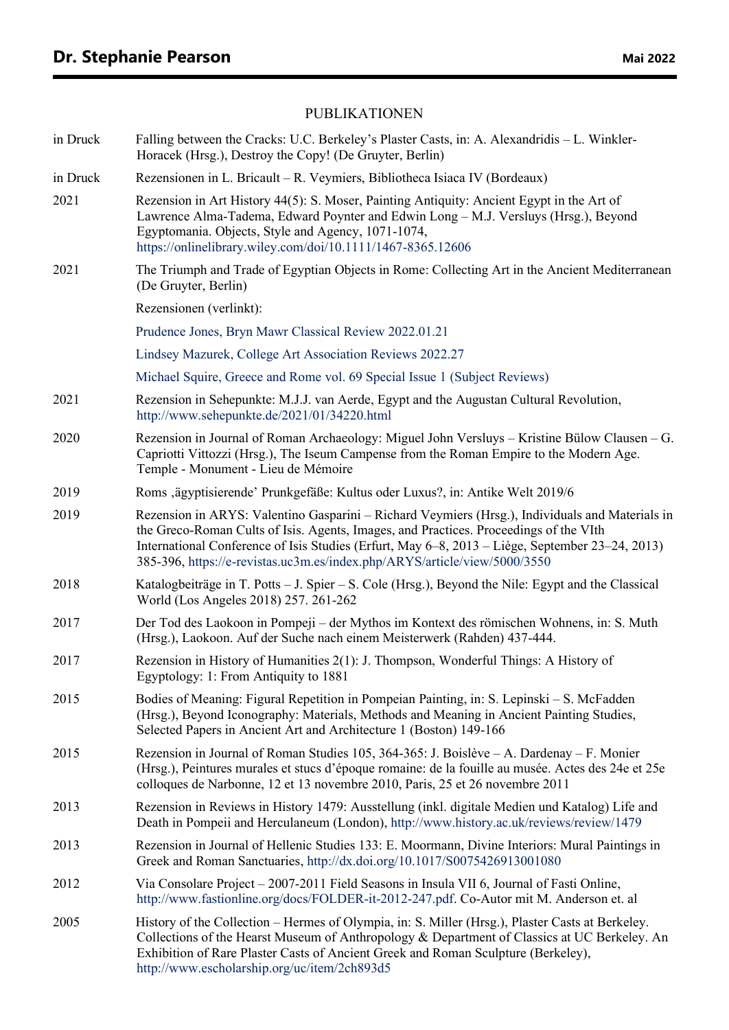# Dr. Stephanie Pearson

Mai 2022

## PUBLIKATIONEN

| | |
|---|---|
| in Druck | Falling between the Cracks: U.C. Berkeley's Plaster Casts, in: A. Alexandridis – L. Winkler-Horacek (Hrsg.), Destroy the Copy! (De Gruyter, Berlin) |
| in Druck | Rezensionen in L. Bricault – R. Veymiers, Bibliotheca Isiaca IV (Bordeaux) |
| 2021 | Rezension in Art History 44(5): S. Moser, Painting Antiquity: Ancient Egypt in the Art of Lawrence Alma-Tadema, Edward Poynter and Edwin Long – M.J. Versluys (Hrsg.), Beyond Egyptomania. Objects, Style and Agency, 1071-1074, https://onlinelibrary.wiley.com/doi/10.1111/1467-8365.12606 |
| 2021 | The Triumph and Trade of Egyptian Objects in Rome: Collecting Art in the Ancient Mediterranean (De Gruyter, Berlin)<br><br>Rezensionen (verlinkt):<br><br>Prudence Jones, Bryn Mawr Classical Review 2022.01.21<br><br>Lindsey Mazurek, College Art Association Reviews 2022.27<br><br>Michael Squire, Greece and Rome vol. 69 Special Issue 1 (Subject Reviews) |
| 2021 | Rezension in Sehepunkte: M.J.J. van Aerde, Egypt and the Augustan Cultural Revolution, http://www.sehepunkte.de/2021/01/34220.html |
| 2020 | Rezension in Journal of Roman Archaeology: Miguel John Versluys – Kristine Bülow Clausen – G. Capriotti Vittozzi (Hrsg.), The Iseum Campense from the Roman Empire to the Modern Age. Temple - Monument - Lieu de Mémoire |
| 2019 | Roms ‚ägyptisierende' Prunkgefäße: Kultus oder Luxus?, in: Antike Welt 2019/6 |
| 2019 | Rezension in ARYS: Valentino Gasparini – Richard Veymiers (Hrsg.), Individuals and Materials in the Greco-Roman Cults of Isis. Agents, Images, and Practices. Proceedings of the VIth International Conference of Isis Studies (Erfurt, May 6–8, 2013 – Liège, September 23–24, 2013) 385-396, https://e-revistas.uc3m.es/index.php/ARYS/article/view/5000/3550 |
| 2018 | Katalogbeiträge in T. Potts – J. Spier – S. Cole (Hrsg.), Beyond the Nile: Egypt and the Classical World (Los Angeles 2018) 257. 261-262 |
| 2017 | Der Tod des Laokoon in Pompeji – der Mythos im Kontext des römischen Wohnens, in: S. Muth (Hrsg.), Laokoon. Auf der Suche nach einem Meisterwerk (Rahden) 437-444. |
| 2017 | Rezension in History of Humanities 2(1): J. Thompson, Wonderful Things: A History of Egyptology: 1: From Antiquity to 1881 |
| 2015 | Bodies of Meaning: Figural Repetition in Pompeian Painting, in: S. Lepinski – S. McFadden (Hrsg.), Beyond Iconography: Materials, Methods and Meaning in Ancient Painting Studies, Selected Papers in Ancient Art and Architecture 1 (Boston) 149-166 |
| 2015 | Rezension in Journal of Roman Studies 105, 364-365: J. Boislève – A. Dardenay – F. Monier (Hrsg.), Peintures murales et stucs d'époque romaine: de la fouille au musée. Actes des 24e et 25e colloques de Narbonne, 12 et 13 novembre 2010, Paris, 25 et 26 novembre 2011 |
| 2013 | Rezension in Reviews in History 1479: Ausstellung (inkl. digitale Medien und Katalog) Life and Death in Pompeii and Herculaneum (London), http://www.history.ac.uk/reviews/review/1479 |
| 2013 | Rezension in Journal of Hellenic Studies 133: E. Moormann, Divine Interiors: Mural Paintings in Greek and Roman Sanctuaries, http://dx.doi.org/10.1017/S0075426913001080 |
| 2012 | Via Consolare Project – 2007-2011 Field Seasons in Insula VII 6, Journal of Fasti Online, http://www.fastionline.org/docs/FOLDER-it-2012-247.pdf. Co-Autor mit M. Anderson et. al |
| 2005 | History of the Collection – Hermes of Olympia, in: S. Miller (Hrsg.), Plaster Casts at Berkeley. Collections of the Hearst Museum of Anthropology & Department of Classics at UC Berkeley. An Exhibition of Rare Plaster Casts of Ancient Greek and Roman Sculpture (Berkeley), http://www.escholarship.org/uc/item/2ch893d5 |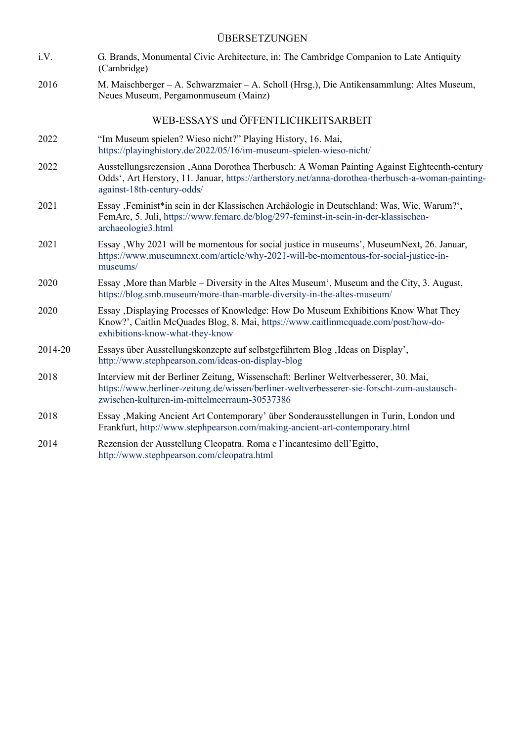## ÜBERSETZUNGEN

| | |
|---|---|
| i.V. | G. Brands, Monumental Civic Architecture, in: The Cambridge Companion to Late Antiquity (Cambridge) |
| 2016 | M. Maischberger – A. Schwarzmaier – A. Scholl (Hrsg.), Die Antikensammlung: Altes Museum, Neues Museum, Pergamonmuseum (Mainz) |

## WEB-ESSAYS und ÖFFENTLICHKEITSARBEIT

| | |
|---|---|
| 2022 | "Im Museum spielen? Wieso nicht?" Playing History, 16. Mai, https://playinghistory.de/2022/05/16/im-museum-spielen-wieso-nicht/ |
| 2022 | Ausstellungsrezension ‚Anna Dorothea Therbusch: A Woman Painting Against Eighteenth-century Odds', Art Herstory, 11. Januar, https://artherstory.net/anna-dorothea-therbusch-a-woman-painting-against-18th-century-odds/ |
| 2021 | Essay ‚Feminist*in sein in der Klassischen Archäologie in Deutschland: Was, Wie, Warum?', FemArc, 5. Juli, https://www.femarc.de/blog/297-feminst-in-sein-in-der-klassischen-archaeologie3.html |
| 2021 | Essay ‚Why 2021 will be momentous for social justice in museums', MuseumNext, 26. Januar, https://www.museumnext.com/article/why-2021-will-be-momentous-for-social-justice-in-museums/ |
| 2020 | Essay ‚More than Marble – Diversity in the Altes Museum', Museum and the City, 3. August, https://blog.smb.museum/more-than-marble-diversity-in-the-altes-museum/ |
| 2020 | Essay ‚Displaying Processes of Knowledge: How Do Museum Exhibitions Know What They Know?', Caitlin McQuades Blog, 8. Mai, https://www.caitlinmcquade.com/post/how-do-exhibitions-know-what-they-know |
| 2014-20 | Essays über Ausstellungskonzepte auf selbstgeführtem Blog ‚Ideas on Display', http://www.stephpearson.com/ideas-on-display-blog |
| 2018 | Interview mit der Berliner Zeitung, Wissenschaft: Berliner Weltverbesserer, 30. Mai, https://www.berliner-zeitung.de/wissen/berliner-weltverbesserer-sie-forscht-zum-austausch-zwischen-kulturen-im-mittelmeerraum-30537386 |
| 2018 | Essay ‚Making Ancient Art Contemporary' über Sonderausstellungen in Turin, London und Frankfurt, http://www.stephpearson.com/making-ancient-art-contemporary.html |
| 2014 | Rezension der Ausstellung Cleopatra. Roma e l'incantesimo dell'Egitto, http://www.stephpearson.com/cleopatra.html |